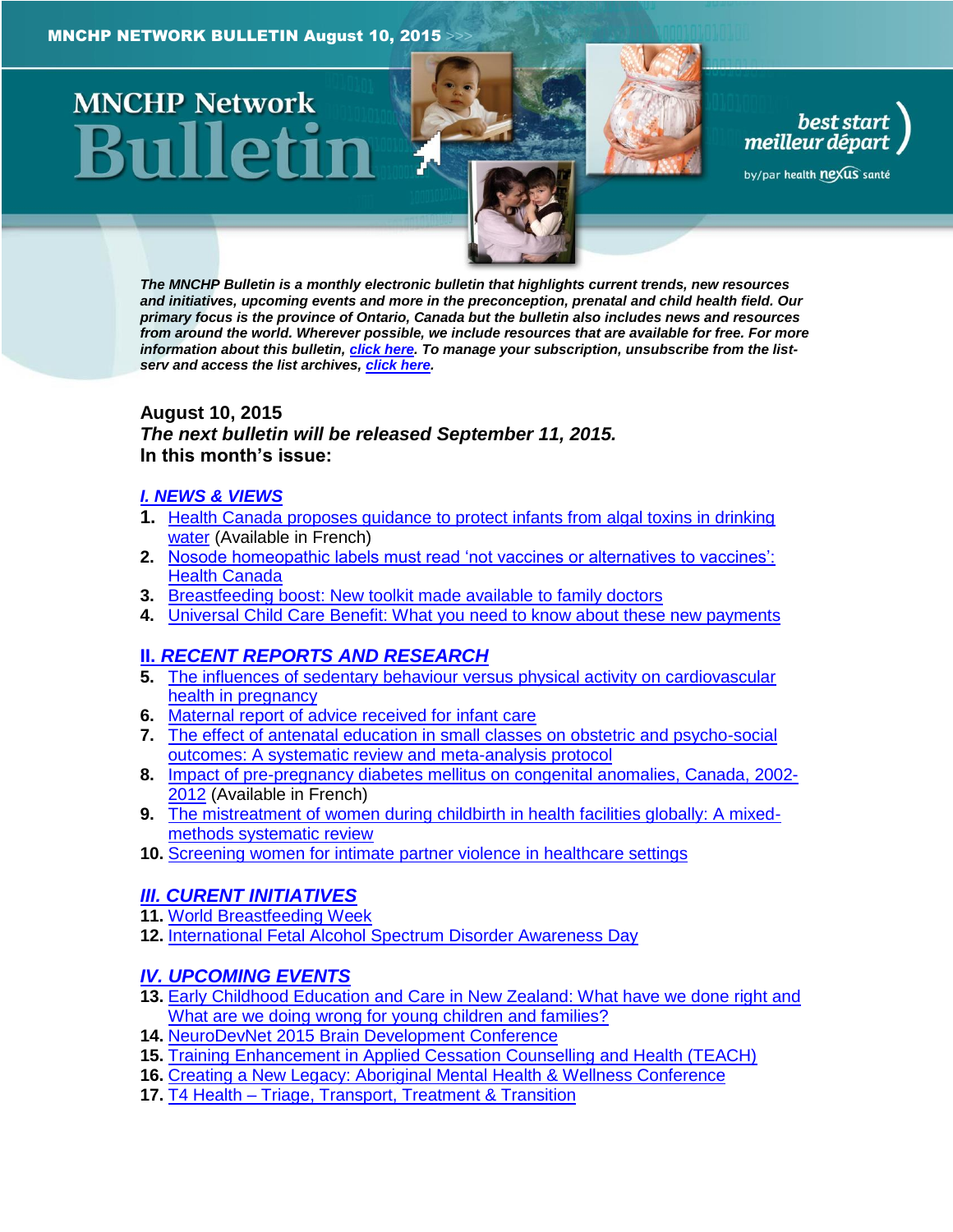# MNCHP NETWORK BULLETIN August 10, 2015

**MNCHP Network Bulletin**

best start meilleur départ by/par health nexus santé

***The MNCHP Bulletin is a monthly electronic bulletin that highlights current trends, new resources and initiatives, upcoming events and more in the preconception, prenatal and child health field. Our primary focus is the province of Ontario, Canada but the bulletin also includes news and resources from around the world. Wherever possible, we include resources that are available for free. For more information about this bulletin, click here. To manage your subscription, unsubscribe from the list-serv and access the list archives, click here.***

**August 10, 2015**
***The next bulletin will be released September 11, 2015.***
**In this month's issue:**

## I. NEWS & VIEWS

1. Health Canada proposes guidance to protect infants from algal toxins in drinking water (Available in French)
2. Nosode homeopathic labels must read 'not vaccines or alternatives to vaccines': Health Canada
3. Breastfeeding boost: New toolkit made available to family doctors
4. Universal Child Care Benefit: What you need to know about these new payments

## II. RECENT REPORTS AND RESEARCH

5. The influences of sedentary behaviour versus physical activity on cardiovascular health in pregnancy
6. Maternal report of advice received for infant care
7. The effect of antenatal education in small classes on obstetric and psycho-social outcomes: A systematic review and meta-analysis protocol
8. Impact of pre-pregnancy diabetes mellitus on congenital anomalies, Canada, 2002-2012 (Available in French)
9. The mistreatment of women during childbirth in health facilities globally: A mixed-methods systematic review
10. Screening women for intimate partner violence in healthcare settings

## III. CURENT INITIATIVES

11. World Breastfeeding Week
12. International Fetal Alcohol Spectrum Disorder Awareness Day

## IV. UPCOMING EVENTS

13. Early Childhood Education and Care in New Zealand: What have we done right and What are we doing wrong for young children and families?
14. NeuroDevNet 2015 Brain Development Conference
15. Training Enhancement in Applied Cessation Counselling and Health (TEACH)
16. Creating a New Legacy: Aboriginal Mental Health & Wellness Conference
17. T4 Health – Triage, Transport, Treatment & Transition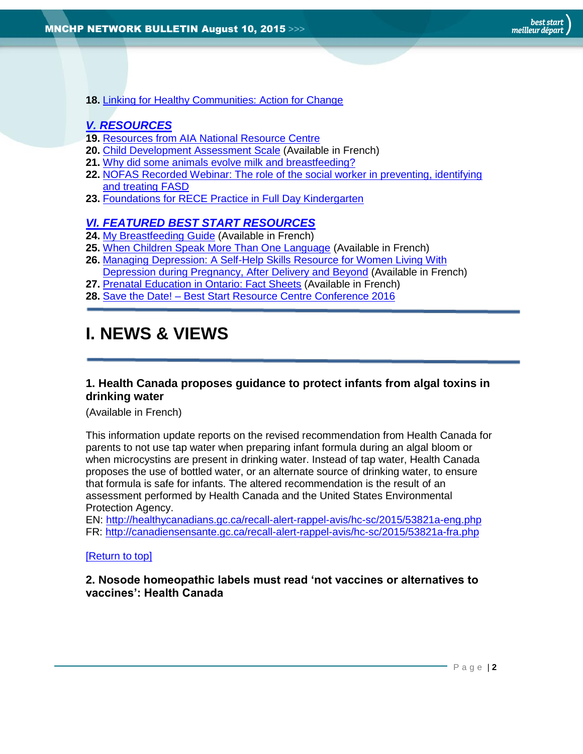**18.** Linking for Healthy Communities: Action for Change

### *V. RESOURCES*

**19.** Resources from AIA National Resource Centre
**20.** Child Development Assessment Scale (Available in French)
**21.** Why did some animals evolve milk and breastfeeding?
**22.** NOFAS Recorded Webinar: The role of the social worker in preventing, identifying and treating FASD
**23.** Foundations for RECE Practice in Full Day Kindergarten

### *VI. FEATURED BEST START RESOURCES*

**24.** My Breastfeeding Guide (Available in French)
**25.** When Children Speak More Than One Language (Available in French)
**26.** Managing Depression: A Self-Help Skills Resource for Women Living With Depression during Pregnancy, After Delivery and Beyond (Available in French)
**27.** Prenatal Education in Ontario: Fact Sheets (Available in French)
**28.** Save the Date! – Best Start Resource Centre Conference 2016

# I. NEWS & VIEWS

### 1. Health Canada proposes guidance to protect infants from algal toxins in drinking water

(Available in French)

This information update reports on the revised recommendation from Health Canada for parents to not use tap water when preparing infant formula during an algal bloom or when microcystins are present in drinking water. Instead of tap water, Health Canada proposes the use of bottled water, or an alternate source of drinking water, to ensure that formula is safe for infants. The altered recommendation is the result of an assessment performed by Health Canada and the United States Environmental Protection Agency.
EN: http://healthycanadians.gc.ca/recall-alert-rappel-avis/hc-sc/2015/53821a-eng.php
FR: http://canadiensensante.gc.ca/recall-alert-rappel-avis/hc-sc/2015/53821a-fra.php

[Return to top]

### 2. Nosode homeopathic labels must read 'not vaccines or alternatives to vaccines': Health Canada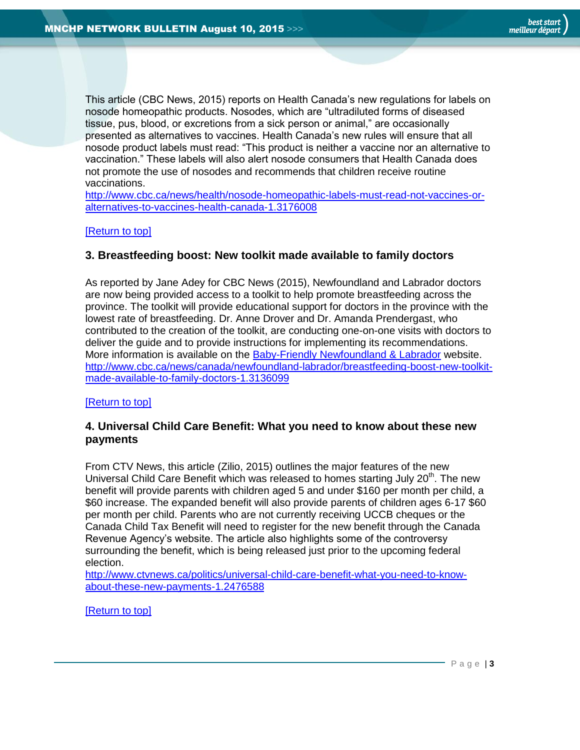This article (CBC News, 2015) reports on Health Canada's new regulations for labels on nosode homeopathic products. Nosodes, which are "ultradiluted forms of diseased tissue, pus, blood, or excretions from a sick person or animal," are occasionally presented as alternatives to vaccines. Health Canada's new rules will ensure that all nosode product labels must read: "This product is neither a vaccine nor an alternative to vaccination." These labels will also alert nosode consumers that Health Canada does not promote the use of nosodes and recommends that children receive routine vaccinations.
http://www.cbc.ca/news/health/nosode-homeopathic-labels-must-read-not-vaccines-or-alternatives-to-vaccines-health-canada-1.3176008

[Return to top]

### 3. Breastfeeding boost: New toolkit made available to family doctors

As reported by Jane Adey for CBC News (2015), Newfoundland and Labrador doctors are now being provided access to a toolkit to help promote breastfeeding across the province. The toolkit will provide educational support for doctors in the province with the lowest rate of breastfeeding. Dr. Anne Drover and Dr. Amanda Prendergast, who contributed to the creation of the toolkit, are conducting one-on-one visits with doctors to deliver the guide and to provide instructions for implementing its recommendations. More information is available on the Baby-Friendly Newfoundland & Labrador website.
http://www.cbc.ca/news/canada/newfoundland-labrador/breastfeeding-boost-new-toolkit-made-available-to-family-doctors-1.3136099

[Return to top]

### 4. Universal Child Care Benefit: What you need to know about these new payments

From CTV News, this article (Zilio, 2015) outlines the major features of the new Universal Child Care Benefit which was released to homes starting July 20th. The new benefit will provide parents with children aged 5 and under $160 per month per child, a $60 increase. The expanded benefit will also provide parents of children ages 6-17 $60 per month per child. Parents who are not currently receiving UCCB cheques or the Canada Child Tax Benefit will need to register for the new benefit through the Canada Revenue Agency's website. The article also highlights some of the controversy surrounding the benefit, which is being released just prior to the upcoming federal election.
http://www.ctvnews.ca/politics/universal-child-care-benefit-what-you-need-to-know-about-these-new-payments-1.2476588

[Return to top]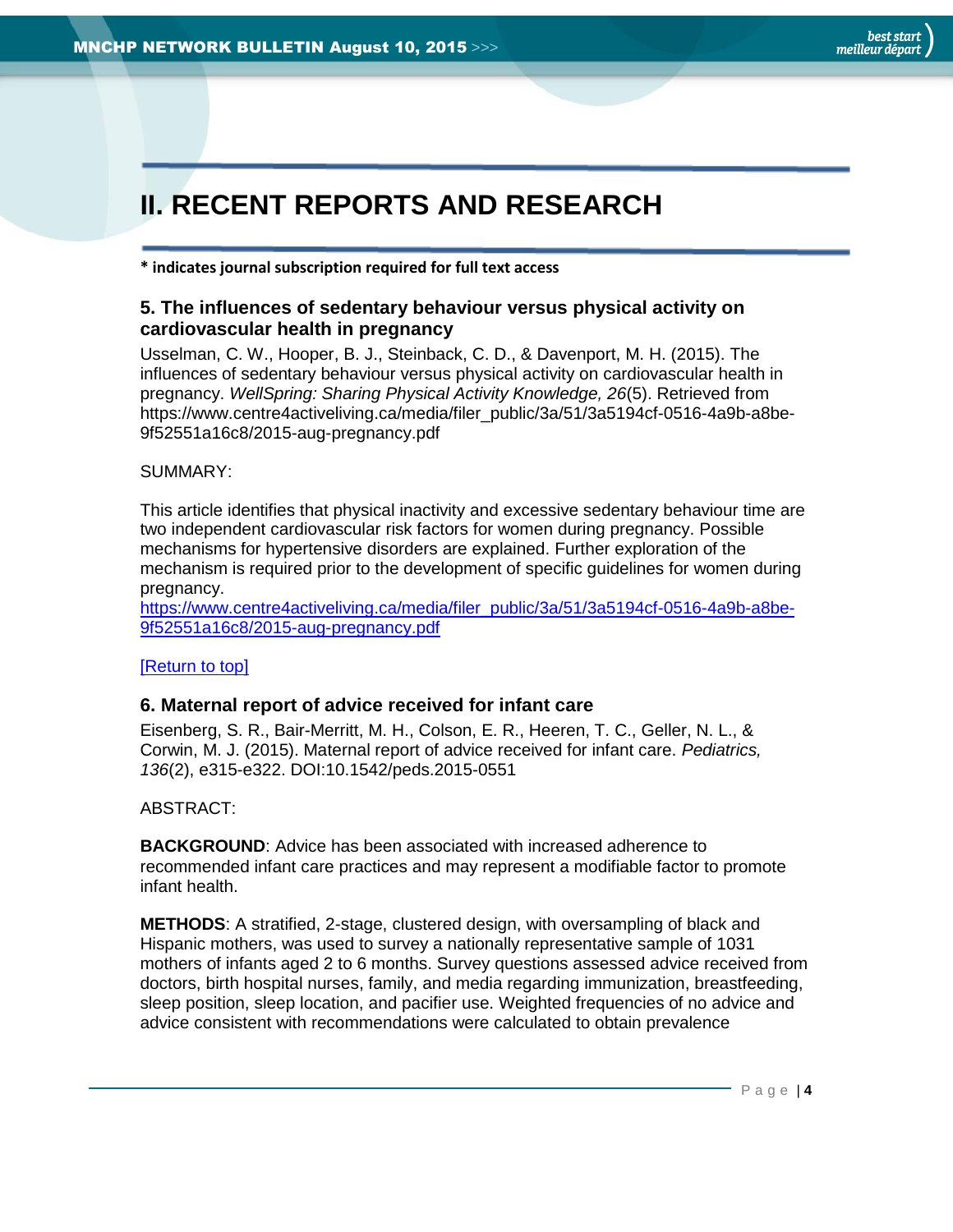# II. RECENT REPORTS AND RESEARCH

**\* indicates journal subscription required for full text access**

### 5. The influences of sedentary behaviour versus physical activity on cardiovascular health in pregnancy

Usselman, C. W., Hooper, B. J., Steinback, C. D., & Davenport, M. H. (2015). The influences of sedentary behaviour versus physical activity on cardiovascular health in pregnancy. *WellSpring: Sharing Physical Activity Knowledge, 26*(5). Retrieved from https://www.centre4activeliving.ca/media/filer_public/3a/51/3a5194cf-0516-4a9b-a8be-9f52551a16c8/2015-aug-pregnancy.pdf

SUMMARY:

This article identifies that physical inactivity and excessive sedentary behaviour time are two independent cardiovascular risk factors for women during pregnancy. Possible mechanisms for hypertensive disorders are explained. Further exploration of the mechanism is required prior to the development of specific guidelines for women during pregnancy.
https://www.centre4activeliving.ca/media/filer_public/3a/51/3a5194cf-0516-4a9b-a8be-9f52551a16c8/2015-aug-pregnancy.pdf

[Return to top]

### 6. Maternal report of advice received for infant care

Eisenberg, S. R., Bair-Merritt, M. H., Colson, E. R., Heeren, T. C., Geller, N. L., & Corwin, M. J. (2015). Maternal report of advice received for infant care. *Pediatrics, 136*(2), e315-e322. DOI:10.1542/peds.2015-0551

ABSTRACT:

**BACKGROUND**: Advice has been associated with increased adherence to recommended infant care practices and may represent a modifiable factor to promote infant health.

**METHODS**: A stratified, 2-stage, clustered design, with oversampling of black and Hispanic mothers, was used to survey a nationally representative sample of 1031 mothers of infants aged 2 to 6 months. Survey questions assessed advice received from doctors, birth hospital nurses, family, and media regarding immunization, breastfeeding, sleep position, sleep location, and pacifier use. Weighted frequencies of no advice and advice consistent with recommendations were calculated to obtain prevalence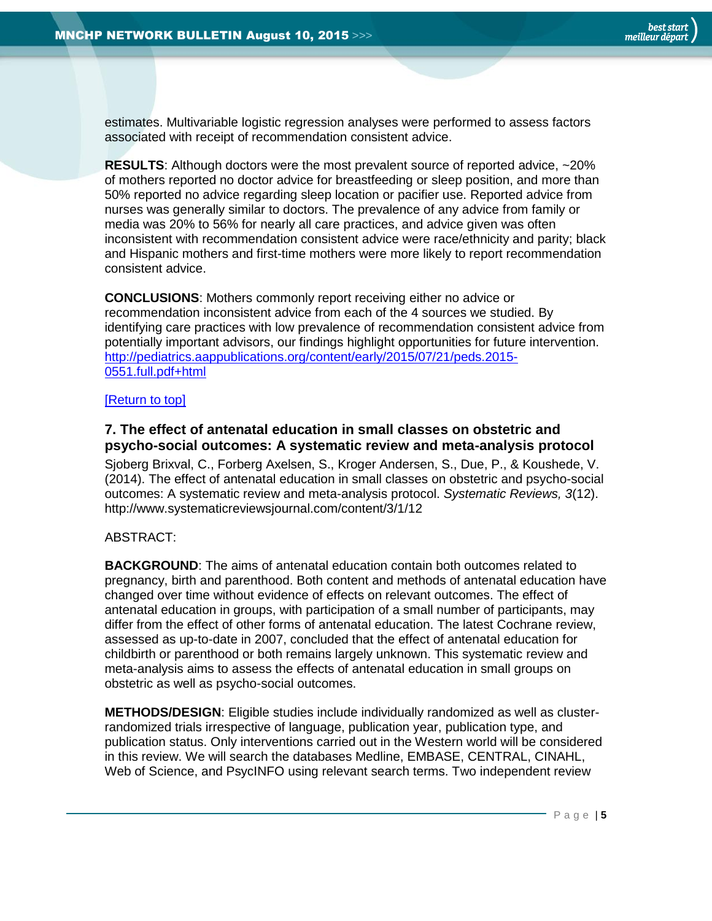estimates. Multivariable logistic regression analyses were performed to assess factors associated with receipt of recommendation consistent advice.

**RESULTS**: Although doctors were the most prevalent source of reported advice, ~20% of mothers reported no doctor advice for breastfeeding or sleep position, and more than 50% reported no advice regarding sleep location or pacifier use. Reported advice from nurses was generally similar to doctors. The prevalence of any advice from family or media was 20% to 56% for nearly all care practices, and advice given was often inconsistent with recommendation consistent advice were race/ethnicity and parity; black and Hispanic mothers and first-time mothers were more likely to report recommendation consistent advice.

**CONCLUSIONS**: Mothers commonly report receiving either no advice or recommendation inconsistent advice from each of the 4 sources we studied. By identifying care practices with low prevalence of recommendation consistent advice from potentially important advisors, our findings highlight opportunities for future intervention. [http://pediatrics.aappublications.org/content/early/2015/07/21/peds.2015-0551.full.pdf+html](http://pediatrics.aappublications.org/content/early/2015/07/21/peds.2015-0551.full.pdf+html)

[Return to top]

### 7. The effect of antenatal education in small classes on obstetric and psycho-social outcomes: A systematic review and meta-analysis protocol

Sjoberg Brixval, C., Forberg Axelsen, S., Kroger Andersen, S., Due, P., & Koushede, V. (2014). The effect of antenatal education in small classes on obstetric and psycho-social outcomes: A systematic review and meta-analysis protocol. *Systematic Reviews, 3*(12). http://www.systematicreviewsjournal.com/content/3/1/12

ABSTRACT:

**BACKGROUND**: The aims of antenatal education contain both outcomes related to pregnancy, birth and parenthood. Both content and methods of antenatal education have changed over time without evidence of effects on relevant outcomes. The effect of antenatal education in groups, with participation of a small number of participants, may differ from the effect of other forms of antenatal education. The latest Cochrane review, assessed as up-to-date in 2007, concluded that the effect of antenatal education for childbirth or parenthood or both remains largely unknown. This systematic review and meta-analysis aims to assess the effects of antenatal education in small groups on obstetric as well as psycho-social outcomes.

**METHODS/DESIGN**: Eligible studies include individually randomized as well as cluster-randomized trials irrespective of language, publication year, publication type, and publication status. Only interventions carried out in the Western world will be considered in this review. We will search the databases Medline, EMBASE, CENTRAL, CINAHL, Web of Science, and PsycINFO using relevant search terms. Two independent review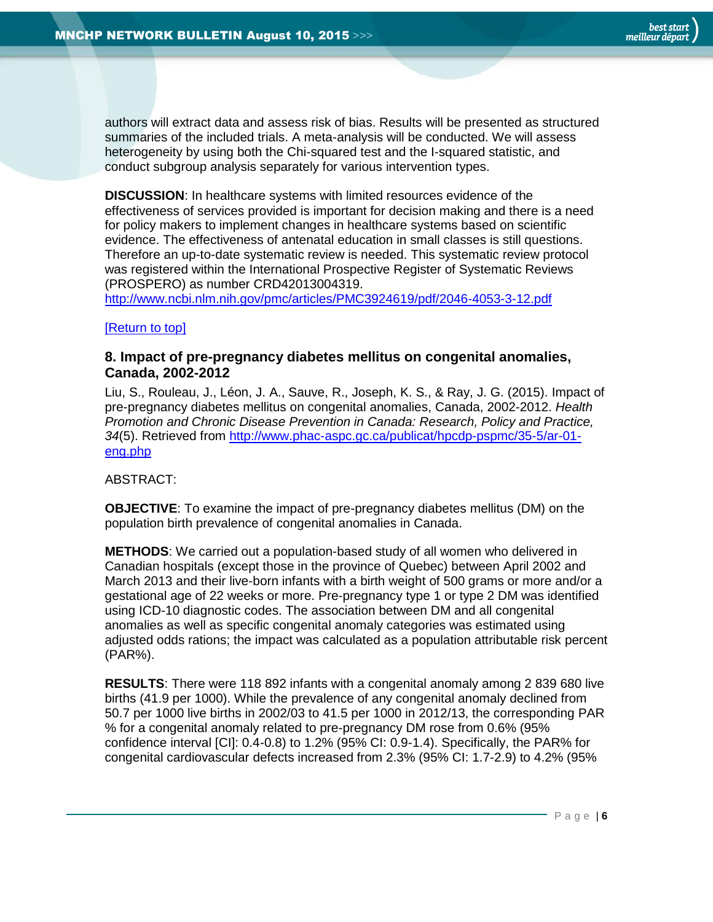authors will extract data and assess risk of bias. Results will be presented as structured summaries of the included trials. A meta-analysis will be conducted. We will assess heterogeneity by using both the Chi-squared test and the I-squared statistic, and conduct subgroup analysis separately for various intervention types.

**DISCUSSION**: In healthcare systems with limited resources evidence of the effectiveness of services provided is important for decision making and there is a need for policy makers to implement changes in healthcare systems based on scientific evidence. The effectiveness of antenatal education in small classes is still questions. Therefore an up-to-date systematic review is needed. This systematic review protocol was registered within the International Prospective Register of Systematic Reviews (PROSPERO) as number CRD42013004319.
http://www.ncbi.nlm.nih.gov/pmc/articles/PMC3924619/pdf/2046-4053-3-12.pdf

[Return to top]

### 8. Impact of pre-pregnancy diabetes mellitus on congenital anomalies, Canada, 2002-2012

Liu, S., Rouleau, J., Léon, J. A., Sauve, R., Joseph, K. S., & Ray, J. G. (2015). Impact of pre-pregnancy diabetes mellitus on congenital anomalies, Canada, 2002-2012. *Health Promotion and Chronic Disease Prevention in Canada: Research, Policy and Practice, 34*(5). Retrieved from http://www.phac-aspc.gc.ca/publicat/hpcdp-pspmc/35-5/ar-01-eng.php

ABSTRACT:

**OBJECTIVE**: To examine the impact of pre-pregnancy diabetes mellitus (DM) on the population birth prevalence of congenital anomalies in Canada.

**METHODS**: We carried out a population-based study of all women who delivered in Canadian hospitals (except those in the province of Quebec) between April 2002 and March 2013 and their live-born infants with a birth weight of 500 grams or more and/or a gestational age of 22 weeks or more. Pre-pregnancy type 1 or type 2 DM was identified using ICD-10 diagnostic codes. The association between DM and all congenital anomalies as well as specific congenital anomaly categories was estimated using adjusted odds rations; the impact was calculated as a population attributable risk percent (PAR%).

**RESULTS**: There were 118 892 infants with a congenital anomaly among 2 839 680 live births (41.9 per 1000). While the prevalence of any congenital anomaly declined from 50.7 per 1000 live births in 2002/03 to 41.5 per 1000 in 2012/13, the corresponding PAR % for a congenital anomaly related to pre-pregnancy DM rose from 0.6% (95% confidence interval [CI]: 0.4-0.8) to 1.2% (95% CI: 0.9-1.4). Specifically, the PAR% for congenital cardiovascular defects increased from 2.3% (95% CI: 1.7-2.9) to 4.2% (95%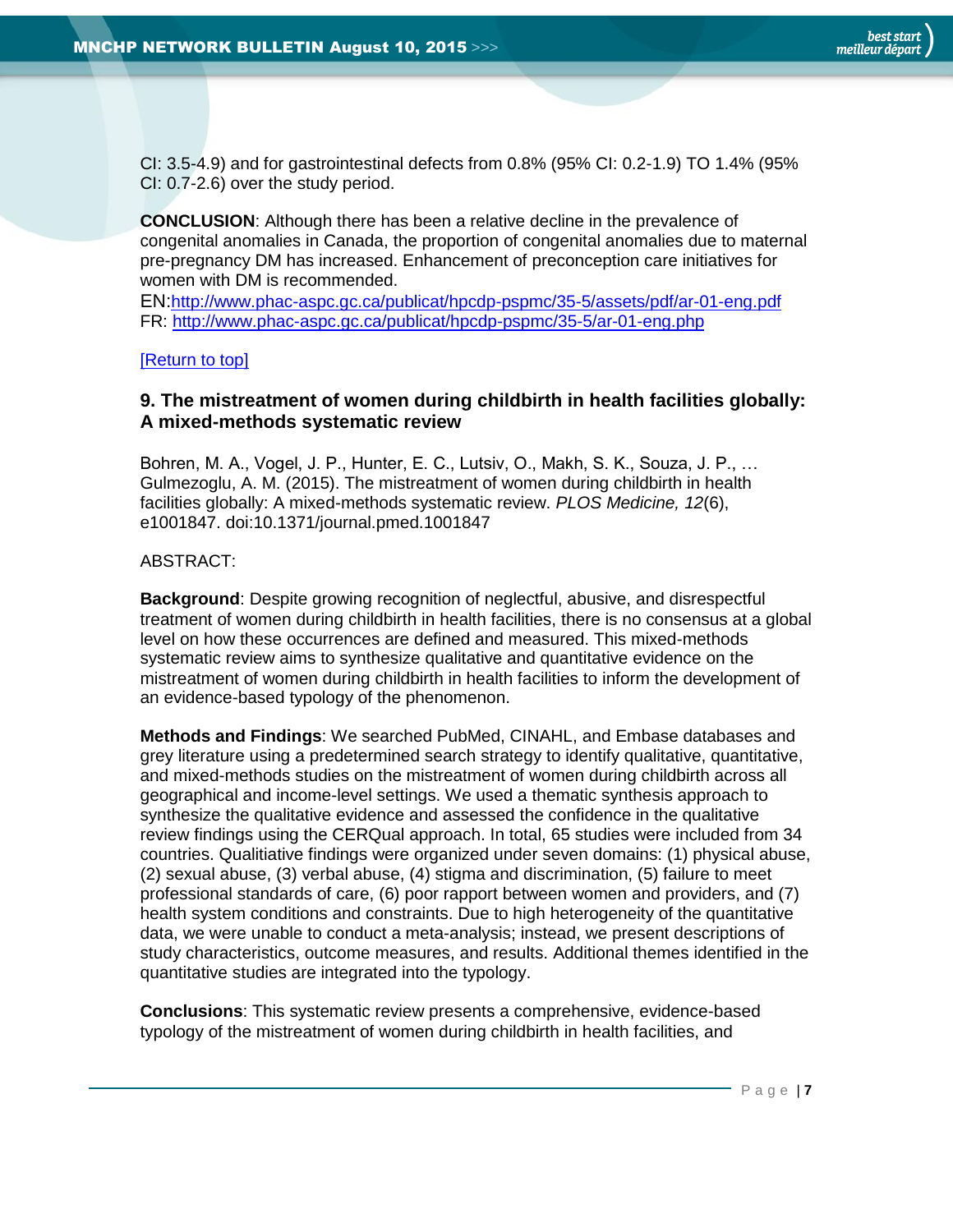CI: 3.5-4.9) and for gastrointestinal defects from 0.8% (95% CI: 0.2-1.9) TO 1.4% (95% CI: 0.7-2.6) over the study period.

**CONCLUSION**: Although there has been a relative decline in the prevalence of congenital anomalies in Canada, the proportion of congenital anomalies due to maternal pre-pregnancy DM has increased. Enhancement of preconception care initiatives for women with DM is recommended.
EN:http://www.phac-aspc.gc.ca/publicat/hpcdp-pspmc/35-5/assets/pdf/ar-01-eng.pdf
FR: http://www.phac-aspc.gc.ca/publicat/hpcdp-pspmc/35-5/ar-01-eng.php

[Return to top]

### 9. The mistreatment of women during childbirth in health facilities globally: A mixed-methods systematic review

Bohren, M. A., Vogel, J. P., Hunter, E. C., Lutsiv, O., Makh, S. K., Souza, J. P., … Gulmezoglu, A. M. (2015). The mistreatment of women during childbirth in health facilities globally: A mixed-methods systematic review. *PLOS Medicine, 12*(6), e1001847. doi:10.1371/journal.pmed.1001847

ABSTRACT:

**Background**: Despite growing recognition of neglectful, abusive, and disrespectful treatment of women during childbirth in health facilities, there is no consensus at a global level on how these occurrences are defined and measured. This mixed-methods systematic review aims to synthesize qualitative and quantitative evidence on the mistreatment of women during childbirth in health facilities to inform the development of an evidence-based typology of the phenomenon.

**Methods and Findings**: We searched PubMed, CINAHL, and Embase databases and grey literature using a predetermined search strategy to identify qualitative, quantitative, and mixed-methods studies on the mistreatment of women during childbirth across all geographical and income-level settings. We used a thematic synthesis approach to synthesize the qualitative evidence and assessed the confidence in the qualitative review findings using the CERQual approach. In total, 65 studies were included from 34 countries. Qualitiative findings were organized under seven domains: (1) physical abuse, (2) sexual abuse, (3) verbal abuse, (4) stigma and discrimination, (5) failure to meet professional standards of care, (6) poor rapport between women and providers, and (7) health system conditions and constraints. Due to high heterogeneity of the quantitative data, we were unable to conduct a meta-analysis; instead, we present descriptions of study characteristics, outcome measures, and results. Additional themes identified in the quantitative studies are integrated into the typology.

**Conclusions**: This systematic review presents a comprehensive, evidence-based typology of the mistreatment of women during childbirth in health facilities, and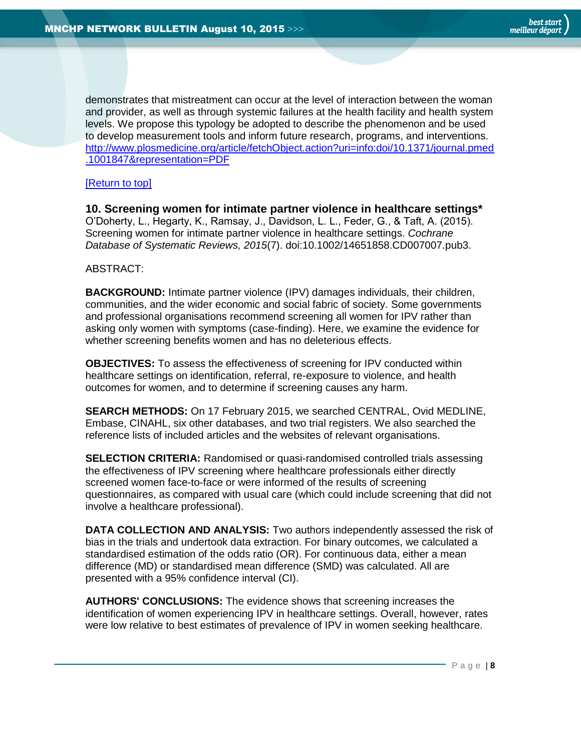demonstrates that mistreatment can occur at the level of interaction between the woman and provider, as well as through systemic failures at the health facility and health system levels. We propose this typology be adopted to describe the phenomenon and be used to develop measurement tools and inform future research, programs, and interventions. http://www.plosmedicine.org/article/fetchObject.action?uri=info:doi/10.1371/journal.pmed.1001847&representation=PDF

[Return to top]

### 10. Screening women for intimate partner violence in healthcare settings*

O'Doherty, L., Hegarty, K., Ramsay, J., Davidson, L. L., Feder, G., & Taft, A. (2015). Screening women for intimate partner violence in healthcare settings. *Cochrane Database of Systematic Reviews, 2015*(7). doi:10.1002/14651858.CD007007.pub3.

ABSTRACT:

**BACKGROUND:** Intimate partner violence (IPV) damages individuals, their children, communities, and the wider economic and social fabric of society. Some governments and professional organisations recommend screening all women for IPV rather than asking only women with symptoms (case-finding). Here, we examine the evidence for whether screening benefits women and has no deleterious effects.

**OBJECTIVES:** To assess the effectiveness of screening for IPV conducted within healthcare settings on identification, referral, re-exposure to violence, and health outcomes for women, and to determine if screening causes any harm.

**SEARCH METHODS:** On 17 February 2015, we searched CENTRAL, Ovid MEDLINE, Embase, CINAHL, six other databases, and two trial registers. We also searched the reference lists of included articles and the websites of relevant organisations.

**SELECTION CRITERIA:** Randomised or quasi-randomised controlled trials assessing the effectiveness of IPV screening where healthcare professionals either directly screened women face-to-face or were informed of the results of screening questionnaires, as compared with usual care (which could include screening that did not involve a healthcare professional).

**DATA COLLECTION AND ANALYSIS:** Two authors independently assessed the risk of bias in the trials and undertook data extraction. For binary outcomes, we calculated a standardised estimation of the odds ratio (OR). For continuous data, either a mean difference (MD) or standardised mean difference (SMD) was calculated. All are presented with a 95% confidence interval (CI).

**AUTHORS' CONCLUSIONS:** The evidence shows that screening increases the identification of women experiencing IPV in healthcare settings. Overall, however, rates were low relative to best estimates of prevalence of IPV in women seeking healthcare.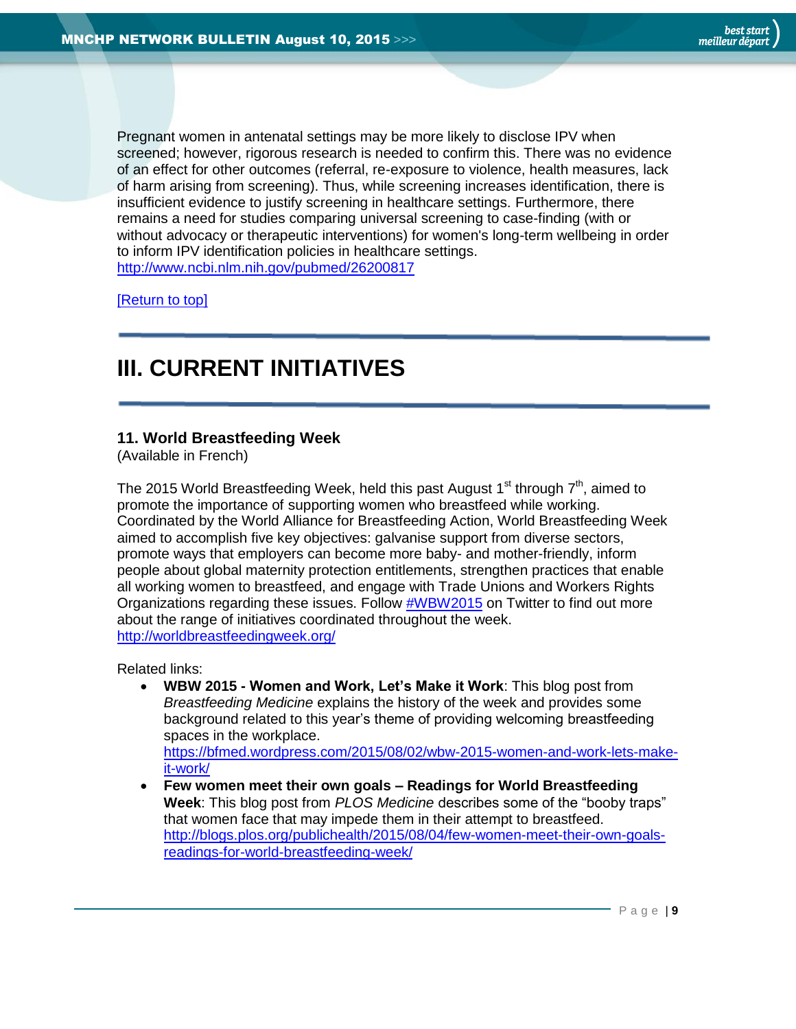Pregnant women in antenatal settings may be more likely to disclose IPV when screened; however, rigorous research is needed to confirm this. There was no evidence of an effect for other outcomes (referral, re-exposure to violence, health measures, lack of harm arising from screening). Thus, while screening increases identification, there is insufficient evidence to justify screening in healthcare settings. Furthermore, there remains a need for studies comparing universal screening to case-finding (with or without advocacy or therapeutic interventions) for women's long-term wellbeing in order to inform IPV identification policies in healthcare settings.
http://www.ncbi.nlm.nih.gov/pubmed/26200817

[Return to top]

# III. CURRENT INITIATIVES

### 11. World Breastfeeding Week

(Available in French)

The 2015 World Breastfeeding Week, held this past August 1st through 7th, aimed to promote the importance of supporting women who breastfeed while working. Coordinated by the World Alliance for Breastfeeding Action, World Breastfeeding Week aimed to accomplish five key objectives: galvanise support from diverse sectors, promote ways that employers can become more baby- and mother-friendly, inform people about global maternity protection entitlements, strengthen practices that enable all working women to breastfeed, and engage with Trade Unions and Workers Rights Organizations regarding these issues. Follow #WBW2015 on Twitter to find out more about the range of initiatives coordinated throughout the week.
http://worldbreastfeedingweek.org/

Related links:

- **WBW 2015 - Women and Work, Let's Make it Work**: This blog post from *Breastfeeding Medicine* explains the history of the week and provides some background related to this year's theme of providing welcoming breastfeeding spaces in the workplace.
  https://bfmed.wordpress.com/2015/08/02/wbw-2015-women-and-work-lets-make-it-work/
- **Few women meet their own goals – Readings for World Breastfeeding Week**: This blog post from *PLOS Medicine* describes some of the "booby traps" that women face that may impede them in their attempt to breastfeed.
  http://blogs.plos.org/publichealth/2015/08/04/few-women-meet-their-own-goals-readings-for-world-breastfeeding-week/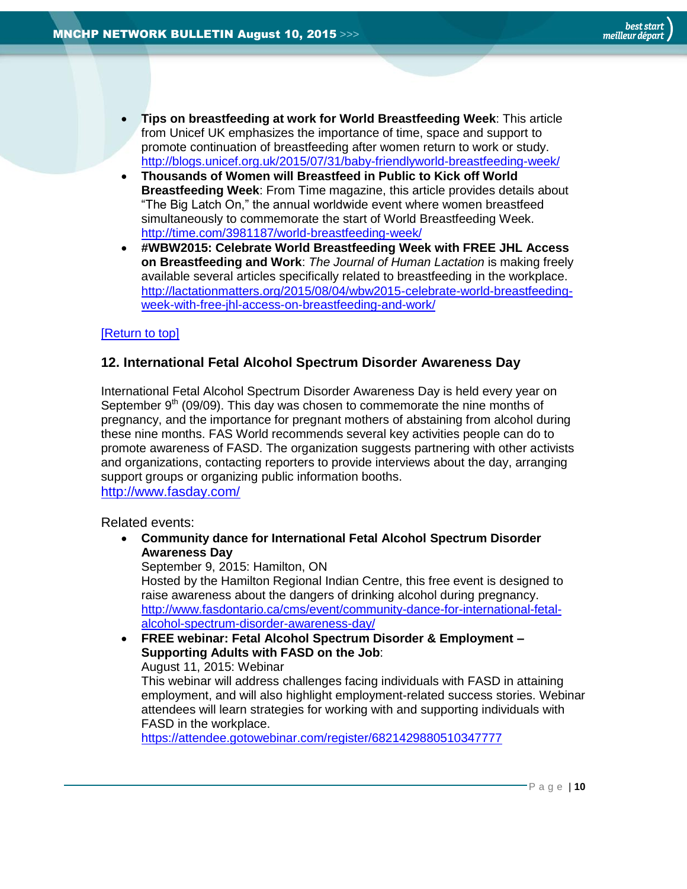- **Tips on breastfeeding at work for World Breastfeeding Week**: This article from Unicef UK emphasizes the importance of time, space and support to promote continuation of breastfeeding after women return to work or study. http://blogs.unicef.org.uk/2015/07/31/baby-friendlyworld-breastfeeding-week/
- **Thousands of Women will Breastfeed in Public to Kick off World Breastfeeding Week**: From Time magazine, this article provides details about "The Big Latch On," the annual worldwide event where women breastfeed simultaneously to commemorate the start of World Breastfeeding Week. http://time.com/3981187/world-breastfeeding-week/
- **#WBW2015: Celebrate World Breastfeeding Week with FREE JHL Access on Breastfeeding and Work**: *The Journal of Human Lactation* is making freely available several articles specifically related to breastfeeding in the workplace. http://lactationmatters.org/2015/08/04/wbw2015-celebrate-world-breastfeeding-week-with-free-jhl-access-on-breastfeeding-and-work/

[Return to top]

## 12. International Fetal Alcohol Spectrum Disorder Awareness Day

International Fetal Alcohol Spectrum Disorder Awareness Day is held every year on September 9th (09/09). This day was chosen to commemorate the nine months of pregnancy, and the importance for pregnant mothers of abstaining from alcohol during these nine months. FAS World recommends several key activities people can do to promote awareness of FASD. The organization suggests partnering with other activists and organizations, contacting reporters to provide interviews about the day, arranging support groups or organizing public information booths.
http://www.fasday.com/

Related events:

- **Community dance for International Fetal Alcohol Spectrum Disorder Awareness Day**
  September 9, 2015: Hamilton, ON
  Hosted by the Hamilton Regional Indian Centre, this free event is designed to raise awareness about the dangers of drinking alcohol during pregnancy.
  http://www.fasdontario.ca/cms/event/community-dance-for-international-fetal-alcohol-spectrum-disorder-awareness-day/
- **FREE webinar: Fetal Alcohol Spectrum Disorder & Employment – Supporting Adults with FASD on the Job**:
  August 11, 2015: Webinar
  This webinar will address challenges facing individuals with FASD in attaining employment, and will also highlight employment-related success stories. Webinar attendees will learn strategies for working with and supporting individuals with FASD in the workplace.
  https://attendee.gotowebinar.com/register/6821429880510347777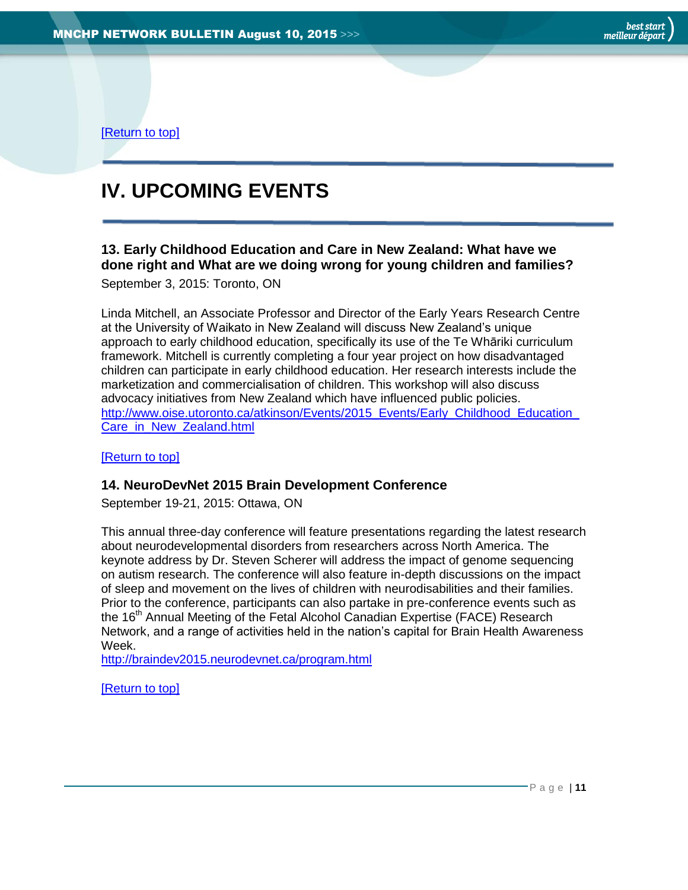[Return to top]

# IV. UPCOMING EVENTS

### 13. Early Childhood Education and Care in New Zealand: What have we done right and What are we doing wrong for young children and families?

September 3, 2015: Toronto, ON

Linda Mitchell, an Associate Professor and Director of the Early Years Research Centre at the University of Waikato in New Zealand will discuss New Zealand's unique approach to early childhood education, specifically its use of the Te Whāriki curriculum framework. Mitchell is currently completing a four year project on how disadvantaged children can participate in early childhood education. Her research interests include the marketization and commercialisation of children. This workshop will also discuss advocacy initiatives from New Zealand which have influenced public policies.
http://www.oise.utoronto.ca/atkinson/Events/2015_Events/Early_Childhood_Education_Care_in_New_Zealand.html

[Return to top]

### 14. NeuroDevNet 2015 Brain Development Conference

September 19-21, 2015: Ottawa, ON

This annual three-day conference will feature presentations regarding the latest research about neurodevelopmental disorders from researchers across North America. The keynote address by Dr. Steven Scherer will address the impact of genome sequencing on autism research. The conference will also feature in-depth discussions on the impact of sleep and movement on the lives of children with neurodisabilities and their families. Prior to the conference, participants can also partake in pre-conference events such as the 16th Annual Meeting of the Fetal Alcohol Canadian Expertise (FACE) Research Network, and a range of activities held in the nation's capital for Brain Health Awareness Week.
http://braindev2015.neurodevnet.ca/program.html

[Return to top]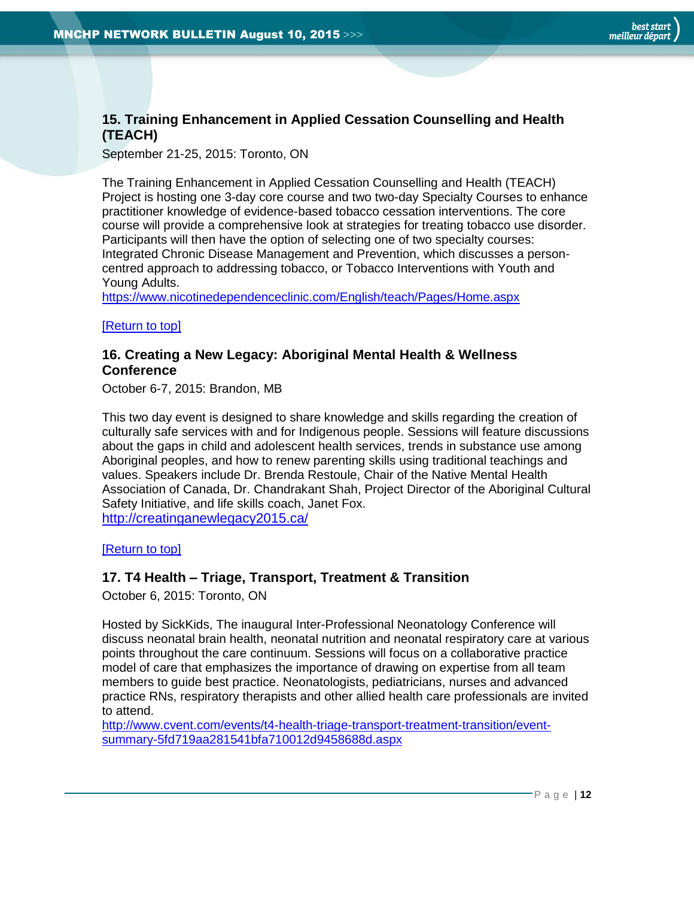### 15. Training Enhancement in Applied Cessation Counselling and Health (TEACH)

September 21-25, 2015: Toronto, ON

The Training Enhancement in Applied Cessation Counselling and Health (TEACH) Project is hosting one 3-day core course and two two-day Specialty Courses to enhance practitioner knowledge of evidence-based tobacco cessation interventions. The core course will provide a comprehensive look at strategies for treating tobacco use disorder. Participants will then have the option of selecting one of two specialty courses: Integrated Chronic Disease Management and Prevention, which discusses a person-centred approach to addressing tobacco, or Tobacco Interventions with Youth and Young Adults.
https://www.nicotinedependenceclinic.com/English/teach/Pages/Home.aspx

[Return to top]

### 16. Creating a New Legacy: Aboriginal Mental Health & Wellness Conference

October 6-7, 2015: Brandon, MB

This two day event is designed to share knowledge and skills regarding the creation of culturally safe services with and for Indigenous people. Sessions will feature discussions about the gaps in child and adolescent health services, trends in substance use among Aboriginal peoples, and how to renew parenting skills using traditional teachings and values. Speakers include Dr. Brenda Restoule, Chair of the Native Mental Health Association of Canada, Dr. Chandrakant Shah, Project Director of the Aboriginal Cultural Safety Initiative, and life skills coach, Janet Fox.
http://creatinganewlegacy2015.ca/

[Return to top]

### 17. T4 Health – Triage, Transport, Treatment & Transition

October 6, 2015: Toronto, ON

Hosted by SickKids, The inaugural Inter-Professional Neonatology Conference will discuss neonatal brain health, neonatal nutrition and neonatal respiratory care at various points throughout the care continuum. Sessions will focus on a collaborative practice model of care that emphasizes the importance of drawing on expertise from all team members to guide best practice. Neonatologists, pediatricians, nurses and advanced practice RNs, respiratory therapists and other allied health care professionals are invited to attend.
http://www.cvent.com/events/t4-health-triage-transport-treatment-transition/event-summary-5fd719aa281541bfa710012d9458688d.aspx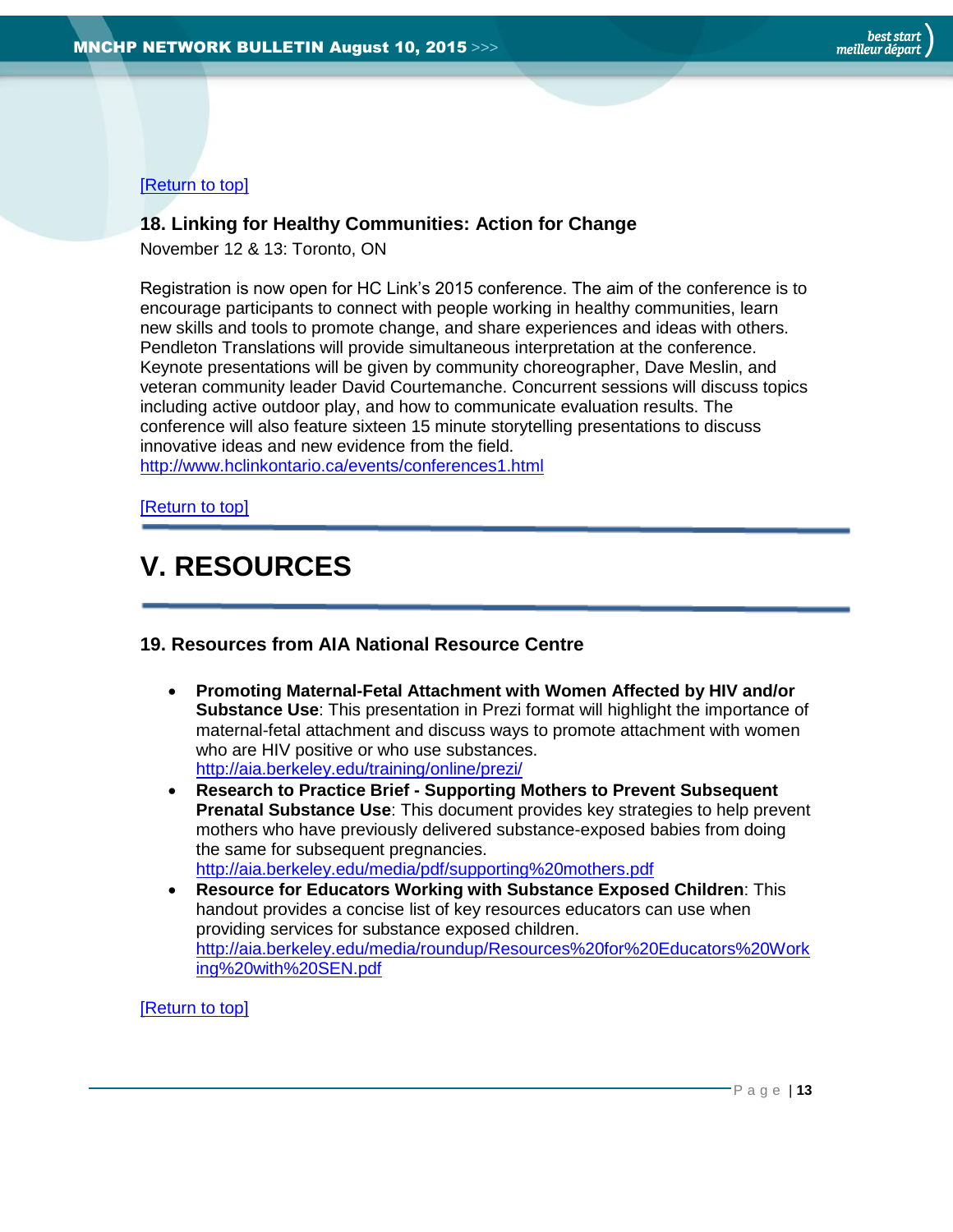[Return to top]

### 18. Linking for Healthy Communities: Action for Change

November 12 & 13: Toronto, ON

Registration is now open for HC Link's 2015 conference. The aim of the conference is to encourage participants to connect with people working in healthy communities, learn new skills and tools to promote change, and share experiences and ideas with others. Pendleton Translations will provide simultaneous interpretation at the conference. Keynote presentations will be given by community choreographer, Dave Meslin, and veteran community leader David Courtemanche. Concurrent sessions will discuss topics including active outdoor play, and how to communicate evaluation results. The conference will also feature sixteen 15 minute storytelling presentations to discuss innovative ideas and new evidence from the field.
http://www.hclinkontario.ca/events/conferences1.html

[Return to top]

## V. RESOURCES

### 19. Resources from AIA National Resource Centre

- **Promoting Maternal-Fetal Attachment with Women Affected by HIV and/or Substance Use**: This presentation in Prezi format will highlight the importance of maternal-fetal attachment and discuss ways to promote attachment with women who are HIV positive or who use substances.
  http://aia.berkeley.edu/training/online/prezi/
- **Research to Practice Brief - Supporting Mothers to Prevent Subsequent Prenatal Substance Use**: This document provides key strategies to help prevent mothers who have previously delivered substance-exposed babies from doing the same for subsequent pregnancies.
  http://aia.berkeley.edu/media/pdf/supporting%20mothers.pdf
- **Resource for Educators Working with Substance Exposed Children**: This handout provides a concise list of key resources educators can use when providing services for substance exposed children.
  http://aia.berkeley.edu/media/roundup/Resources%20for%20Educators%20Working%20with%20SEN.pdf

[Return to top]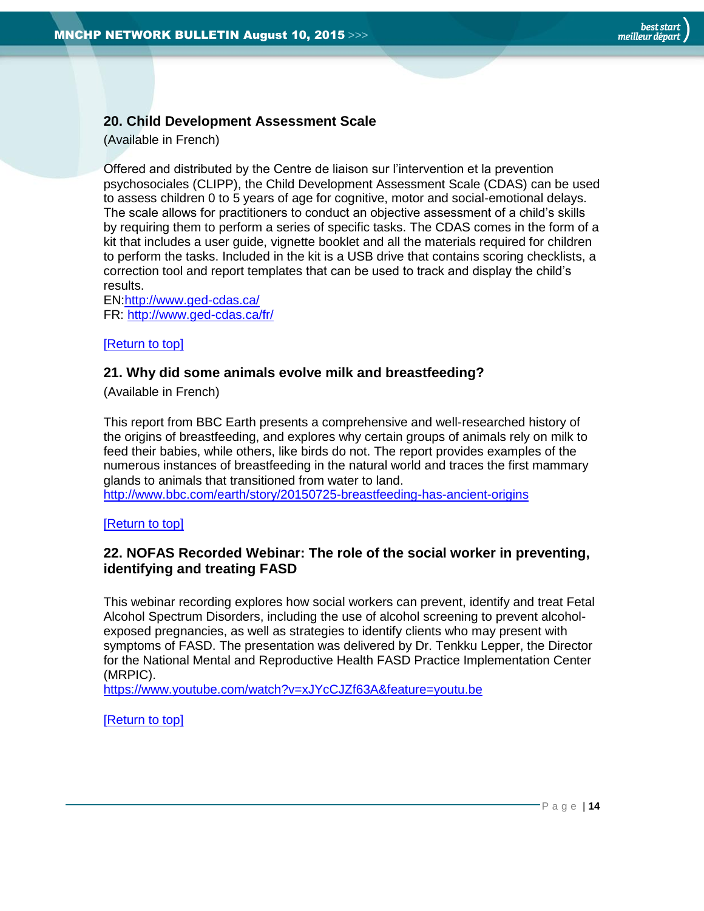### 20. Child Development Assessment Scale

(Available in French)

Offered and distributed by the Centre de liaison sur l'intervention et la prevention psychosociales (CLIPP), the Child Development Assessment Scale (CDAS) can be used to assess children 0 to 5 years of age for cognitive, motor and social-emotional delays. The scale allows for practitioners to conduct an objective assessment of a child's skills by requiring them to perform a series of specific tasks. The CDAS comes in the form of a kit that includes a user guide, vignette booklet and all the materials required for children to perform the tasks. Included in the kit is a USB drive that contains scoring checklists, a correction tool and report templates that can be used to track and display the child's results.
EN:http://www.ged-cdas.ca/
FR: http://www.ged-cdas.ca/fr/

[Return to top]

### 21. Why did some animals evolve milk and breastfeeding?

(Available in French)

This report from BBC Earth presents a comprehensive and well-researched history of the origins of breastfeeding, and explores why certain groups of animals rely on milk to feed their babies, while others, like birds do not. The report provides examples of the numerous instances of breastfeeding in the natural world and traces the first mammary glands to animals that transitioned from water to land.
http://www.bbc.com/earth/story/20150725-breastfeeding-has-ancient-origins

[Return to top]

### 22. NOFAS Recorded Webinar: The role of the social worker in preventing, identifying and treating FASD

This webinar recording explores how social workers can prevent, identify and treat Fetal Alcohol Spectrum Disorders, including the use of alcohol screening to prevent alcohol-exposed pregnancies, as well as strategies to identify clients who may present with symptoms of FASD. The presentation was delivered by Dr. Tenkku Lepper, the Director for the National Mental and Reproductive Health FASD Practice Implementation Center (MRPIC).
https://www.youtube.com/watch?v=xJYcCJZf63A&feature=youtu.be

[Return to top]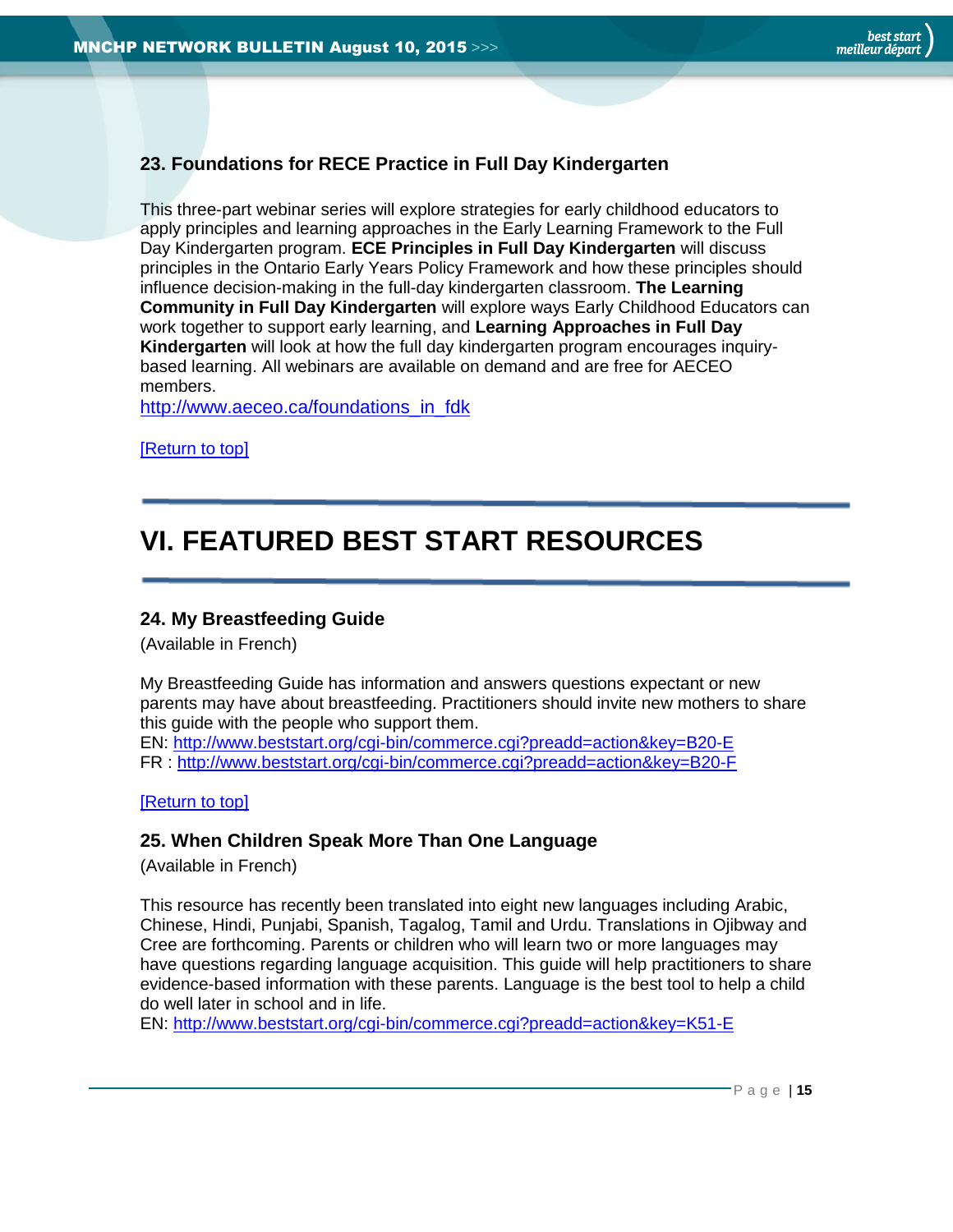### 23. Foundations for RECE Practice in Full Day Kindergarten

This three-part webinar series will explore strategies for early childhood educators to apply principles and learning approaches in the Early Learning Framework to the Full Day Kindergarten program. **ECE Principles in Full Day Kindergarten** will discuss principles in the Ontario Early Years Policy Framework and how these principles should influence decision-making in the full-day kindergarten classroom. **The Learning Community in Full Day Kindergarten** will explore ways Early Childhood Educators can work together to support early learning, and **Learning Approaches in Full Day Kindergarten** will look at how the full day kindergarten program encourages inquiry-based learning. All webinars are available on demand and are free for AECEO members.
http://www.aeceo.ca/foundations_in_fdk

[Return to top]

---

## VI. FEATURED BEST START RESOURCES

---

### 24. My Breastfeeding Guide

(Available in French)

My Breastfeeding Guide has information and answers questions expectant or new parents may have about breastfeeding. Practitioners should invite new mothers to share this guide with the people who support them.
EN: http://www.beststart.org/cgi-bin/commerce.cgi?preadd=action&key=B20-E
FR : http://www.beststart.org/cgi-bin/commerce.cgi?preadd=action&key=B20-F

[Return to top]

### 25. When Children Speak More Than One Language

(Available in French)

This resource has recently been translated into eight new languages including Arabic, Chinese, Hindi, Punjabi, Spanish, Tagalog, Tamil and Urdu. Translations in Ojibway and Cree are forthcoming. Parents or children who will learn two or more languages may have questions regarding language acquisition. This guide will help practitioners to share evidence-based information with these parents. Language is the best tool to help a child do well later in school and in life.
EN: http://www.beststart.org/cgi-bin/commerce.cgi?preadd=action&key=K51-E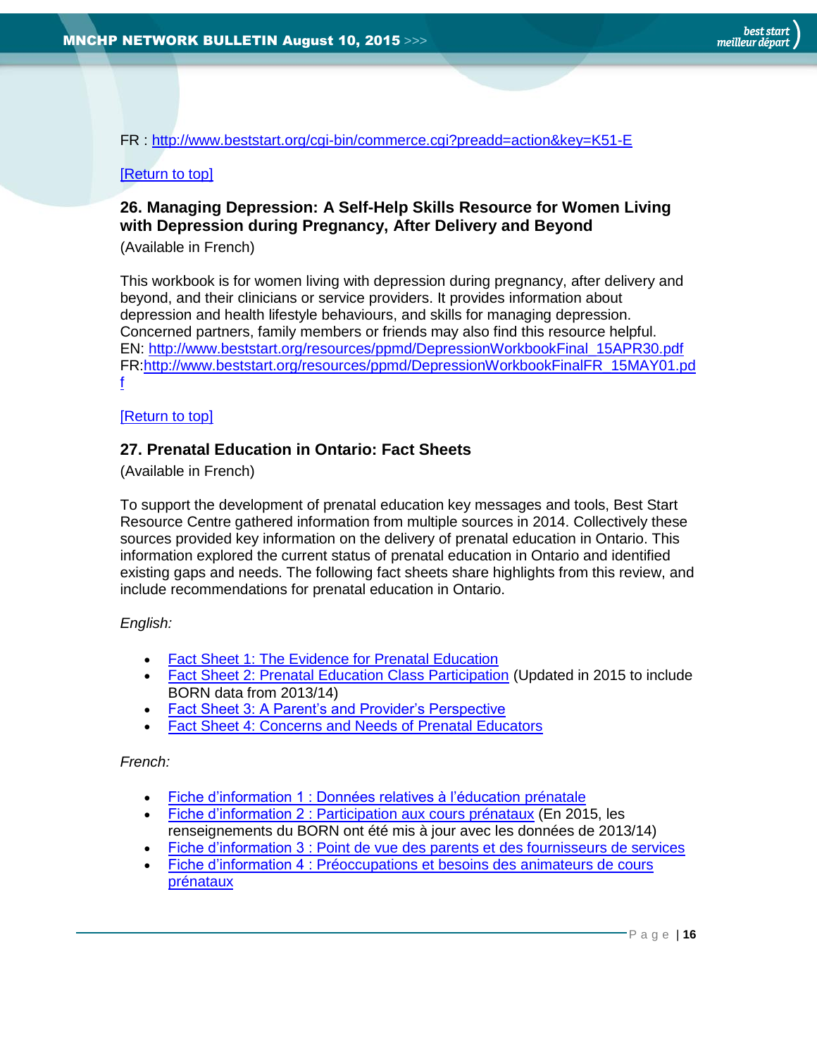FR : http://www.beststart.org/cgi-bin/commerce.cgi?preadd=action&key=K51-E

[Return to top]

### 26. Managing Depression: A Self-Help Skills Resource for Women Living with Depression during Pregnancy, After Delivery and Beyond

(Available in French)

This workbook is for women living with depression during pregnancy, after delivery and beyond, and their clinicians or service providers. It provides information about depression and health lifestyle behaviours, and skills for managing depression. Concerned partners, family members or friends may also find this resource helpful.
EN: http://www.beststart.org/resources/ppmd/DepressionWorkbookFinal_15APR30.pdf
FR:http://www.beststart.org/resources/ppmd/DepressionWorkbookFinalFR_15MAY01.pdf

[Return to top]

### 27. Prenatal Education in Ontario: Fact Sheets

(Available in French)

To support the development of prenatal education key messages and tools, Best Start Resource Centre gathered information from multiple sources in 2014. Collectively these sources provided key information on the delivery of prenatal education in Ontario. This information explored the current status of prenatal education in Ontario and identified existing gaps and needs. The following fact sheets share highlights from this review, and include recommendations for prenatal education in Ontario.

*English:*

- Fact Sheet 1: The Evidence for Prenatal Education
- Fact Sheet 2: Prenatal Education Class Participation (Updated in 2015 to include BORN data from 2013/14)
- Fact Sheet 3: A Parent's and Provider's Perspective
- Fact Sheet 4: Concerns and Needs of Prenatal Educators

*French:*

- Fiche d'information 1 : Données relatives à l'éducation prénatale
- Fiche d'information 2 : Participation aux cours prénataux (En 2015, les renseignements du BORN ont été mis à jour avec les données de 2013/14)
- Fiche d'information 3 : Point de vue des parents et des fournisseurs de services
- Fiche d'information 4 : Préoccupations et besoins des animateurs de cours prénataux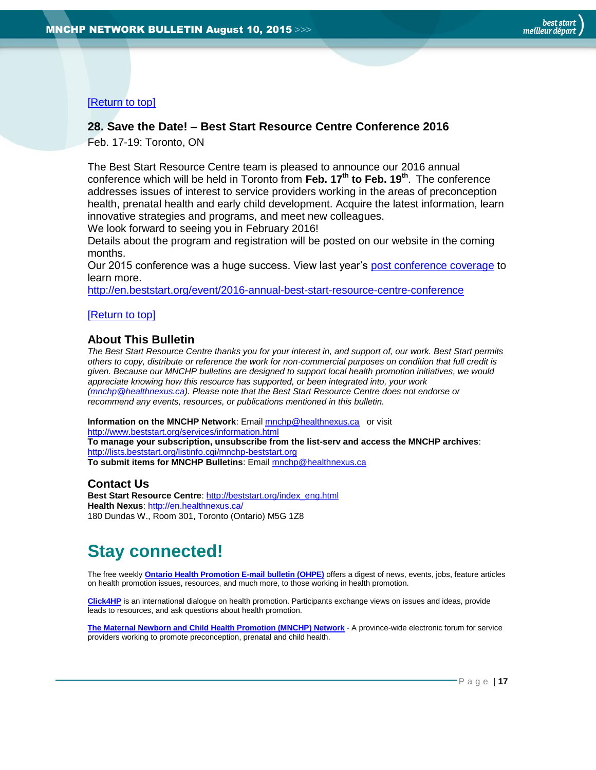[Return to top]

### 28. Save the Date! – Best Start Resource Centre Conference 2016

Feb. 17-19: Toronto, ON

The Best Start Resource Centre team is pleased to announce our 2016 annual conference which will be held in Toronto from **Feb. 17th to Feb. 19th**. The conference addresses issues of interest to service providers working in the areas of preconception health, prenatal health and early child development. Acquire the latest information, learn innovative strategies and programs, and meet new colleagues.
We look forward to seeing you in February 2016!
Details about the program and registration will be posted on our website in the coming months.
Our 2015 conference was a huge success. View last year's post conference coverage to learn more.
http://en.beststart.org/event/2016-annual-best-start-resource-centre-conference

[Return to top]

### About This Bulletin

*The Best Start Resource Centre thanks you for your interest in, and support of, our work. Best Start permits others to copy, distribute or reference the work for non-commercial purposes on condition that full credit is given. Because our MNCHP bulletins are designed to support local health promotion initiatives, we would appreciate knowing how this resource has supported, or been integrated into, your work (mnchp@healthnexus.ca). Please note that the Best Start Resource Centre does not endorse or recommend any events, resources, or publications mentioned in this bulletin.*

**Information on the MNCHP Network**: Email mnchp@healthnexus.ca or visit http://www.beststart.org/services/information.html
**To manage your subscription, unsubscribe from the list-serv and access the MNCHP archives**: http://lists.beststart.org/listinfo.cgi/mnchp-beststart.org
**To submit items for MNCHP Bulletins**: Email mnchp@healthnexus.ca

### Contact Us

**Best Start Resource Centre**: http://beststart.org/index_eng.html
**Health Nexus**: http://en.healthnexus.ca/
180 Dundas W., Room 301, Toronto (Ontario) M5G 1Z8

## Stay connected!

The free weekly **Ontario Health Promotion E-mail bulletin (OHPE)** offers a digest of news, events, jobs, feature articles on health promotion issues, resources, and much more, to those working in health promotion.

**Click4HP** is an international dialogue on health promotion. Participants exchange views on issues and ideas, provide leads to resources, and ask questions about health promotion.

**The Maternal Newborn and Child Health Promotion (MNCHP) Network** - A province-wide electronic forum for service providers working to promote preconception, prenatal and child health.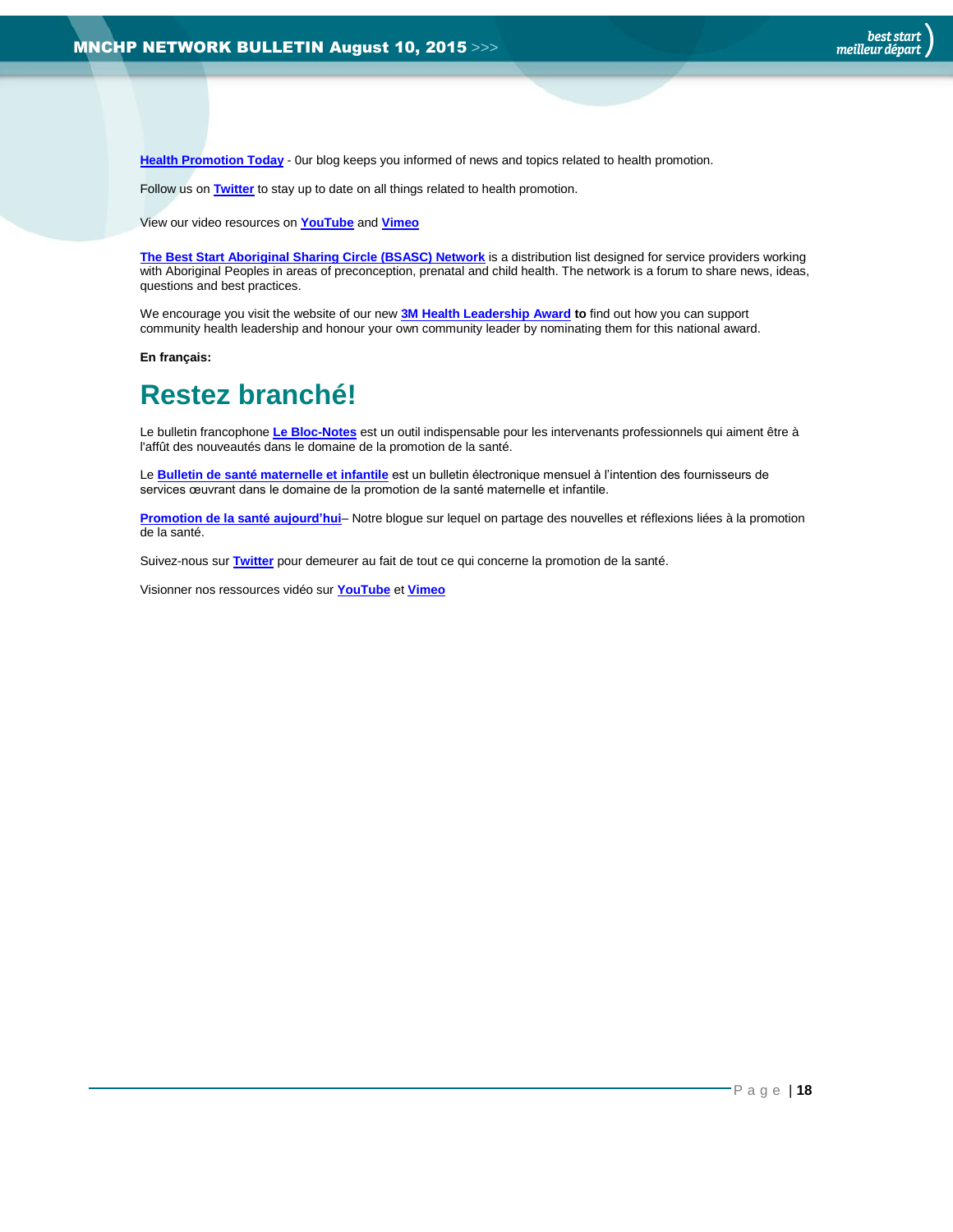**Health Promotion Today** - 0ur blog keeps you informed of news and topics related to health promotion.

Follow us on **Twitter** to stay up to date on all things related to health promotion.

View our video resources on **YouTube** and **Vimeo**

**The Best Start Aboriginal Sharing Circle (BSASC) Network** is a distribution list designed for service providers working with Aboriginal Peoples in areas of preconception, prenatal and child health. The network is a forum to share news, ideas, questions and best practices.

We encourage you visit the website of our new **3M Health Leadership Award** **to** find out how you can support community health leadership and honour your own community leader by nominating them for this national award.

**En français:**

# Restez branché!

Le bulletin francophone **Le Bloc-Notes** est un outil indispensable pour les intervenants professionnels qui aiment être à l'affût des nouveautés dans le domaine de la promotion de la santé.

Le **Bulletin de santé maternelle et infantile** est un bulletin électronique mensuel à l'intention des fournisseurs de services œuvrant dans le domaine de la promotion de la santé maternelle et infantile.

**Promotion de la santé aujourd'hui**– Notre blogue sur lequel on partage des nouvelles et réflexions liées à la promotion de la santé.

Suivez-nous sur **Twitter** pour demeurer au fait de tout ce qui concerne la promotion de la santé.

Visionner nos ressources vidéo sur **YouTube** et **Vimeo**